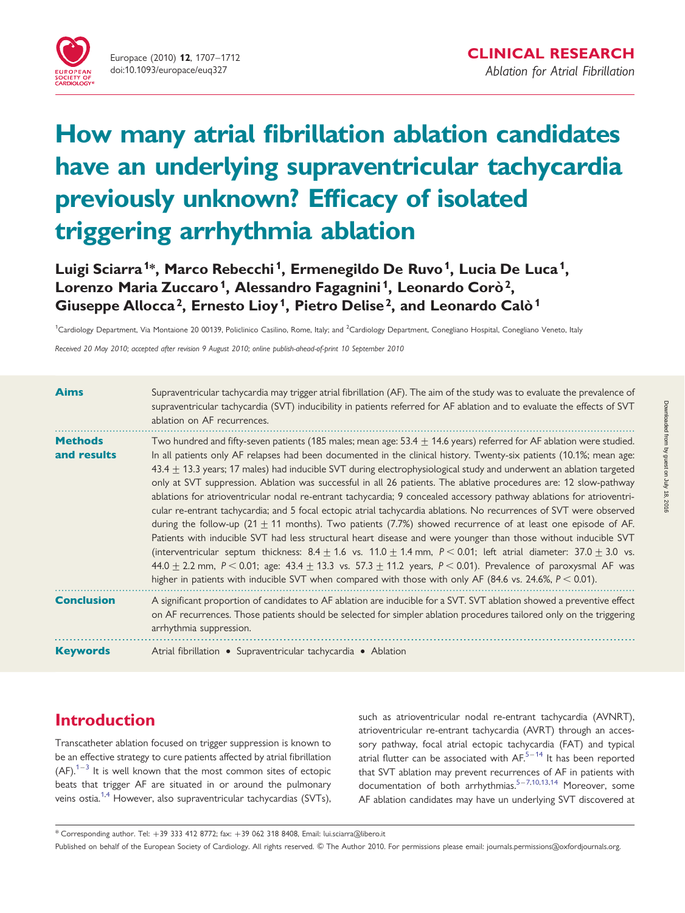CLINICAL RESEARCH

*Ablation for Atrial Fibrillation*

# How many atrial fibrillation ablation candidates have an underlying supraventricular tachycardia previously unknown? Efficacy of isolated triggering arrhythmia ablation

**Luigi Sciarra[1]*, Marco Rebecchi[1], Ermenegildo De Ruvo[1], Lucia De Luca[1], Lorenzo Maria Zuccaro[1], Alessandro Fagagnini[1], Leonardo Corò[2], Giuseppe Allocca[2], Ernesto Lioy[1], Pietro Delise[2], and Leonardo Calò[1]**

[1]Cardiology Department, Via Montaione 20 00139, Policlinico Casilino, Rome, Italy; and [2]Cardiology Department, Conegliano Hospital, Conegliano Veneto, Italy

*Received 20 May 2010; accepted after revision 9 August 2010; online publish-ahead-of-print 10 September 2010*

**Aims** Supraventricular tachycardia may trigger atrial fibrillation (AF). The aim of the study was to evaluate the prevalence of supraventricular tachycardia (SVT) inducibility in patients referred for AF ablation and to evaluate the effects of SVT ablation on AF recurrences.

**Methods and results** Two hundred and fifty-seven patients (185 males; mean age: 53.4 ± 14.6 years) referred for AF ablation were studied. In all patients only AF relapses had been documented in the clinical history. Twenty-six patients (10.1%; mean age: 43.4 ± 13.3 years; 17 males) had inducible SVT during electrophysiological study and underwent an ablation targeted only at SVT suppression. Ablation was successful in all 26 patients. The ablative procedures are: 12 slow-pathway ablations for atrioventricular nodal re-entrant tachycardia; 9 concealed accessory pathway ablations for atrioventricular re-entrant tachycardia; and 5 focal ectopic atrial tachycardia ablations. No recurrences of SVT were observed during the follow-up (21 ± 11 months). Two patients (7.7%) showed recurrence of at least one episode of AF. Patients with inducible SVT had less structural heart disease and were younger than those without inducible SVT (interventricular septum thickness: 8.4 ± 1.6 vs. 11.0 ± 1.4 mm, $P < 0.01$; left atrial diameter: 37.0 ± 3.0 vs. 44.0 ± 2.2 mm, $P < 0.01$; age: 43.4 ± 13.3 vs. 57.3 ± 11.2 years, $P < 0.01$). Prevalence of paroxysmal AF was higher in patients with inducible SVT when compared with those with only AF (84.6 vs. 24.6%, $P < 0.01$).

**Conclusion** A significant proportion of candidates to AF ablation are inducible for a SVT. SVT ablation showed a preventive effect on AF recurrences. Those patients should be selected for simpler ablation procedures tailored only on the triggering arrhythmia suppression.

**Keywords** Atrial fibrillation • Supraventricular tachycardia • Ablation

## Introduction

Transcatheter ablation focused on trigger suppression is known to be an effective strategy to cure patients affected by atrial fibrillation (AF).[1–3] It is well known that the most common sites of ectopic beats that trigger AF are situated in or around the pulmonary veins ostia.[1,4] However, also supraventricular tachycardias (SVTs), such as atrioventricular nodal re-entrant tachycardia (AVNRT), atrioventricular re-entrant tachycardia (AVRT) through an accessory pathway, focal atrial ectopic tachycardia (FAT) and typical atrial flutter can be associated with AF.[5–14] It has been reported that SVT ablation may prevent recurrences of AF in patients with documentation of both arrhythmias.[5–7,10,13,14] Moreover, some AF ablation candidates may have un underlying SVT discovered at

* Corresponding author. Tel: +39 333 412 8772; fax: +39 062 318 8408, Email: lui.sciarra@libero.it

Published on behalf of the European Society of Cardiology. All rights reserved. © The Author 2010. For permissions please email: journals.permissions@oxfordjournals.org.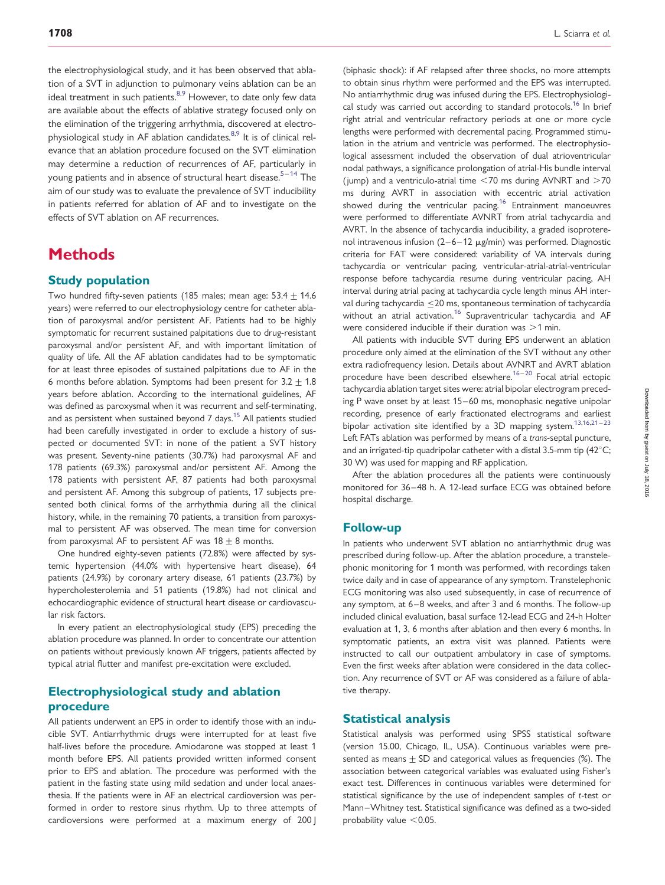the electrophysiological study, and it has been observed that ablation of a SVT in adjunction to pulmonary veins ablation can be an ideal treatment in such patients.[8,9] However, to date only few data are available about the effects of ablative strategy focused only on the elimination of the triggering arrhythmia, discovered at electrophysiological study in AF ablation candidates.[8,9] It is of clinical relevance that an ablation procedure focused on the SVT elimination may determine a reduction of recurrences of AF, particularly in young patients and in absence of structural heart disease.[5–14] The aim of our study was to evaluate the prevalence of SVT inducibility in patients referred for ablation of AF and to investigate on the effects of SVT ablation on AF recurrences.

# Methods

## Study population

Two hundred fifty-seven patients (185 males; mean age: $53.4 \pm 14.6$ years) were referred to our electrophysiology centre for catheter ablation of paroxysmal and/or persistent AF. Patients had to be highly symptomatic for recurrent sustained palpitations due to drug-resistant paroxysmal and/or persistent AF, and with important limitation of quality of life. All the AF ablation candidates had to be symptomatic for at least three episodes of sustained palpitations due to AF in the 6 months before ablation. Symptoms had been present for $3.2 \pm 1.8$ years before ablation. According to the international guidelines, AF was defined as paroxysmal when it was recurrent and self-terminating, and as persistent when sustained beyond 7 days.[15] All patients studied had been carefully investigated in order to exclude a history of suspected or documented SVT: in none of the patient a SVT history was present. Seventy-nine patients (30.7%) had paroxysmal AF and 178 patients (69.3%) paroxysmal and/or persistent AF. Among the 178 patients with persistent AF, 87 patients had both paroxysmal and persistent AF. Among this subgroup of patients, 17 subjects presented both clinical forms of the arrhythmia during all the clinical history, while, in the remaining 70 patients, a transition from paroxysmal to persistent AF was observed. The mean time for conversion from paroxysmal AF to persistent AF was $18 \pm 8$ months.

One hundred eighty-seven patients (72.8%) were affected by systemic hypertension (44.0% with hypertensive heart disease), 64 patients (24.9%) by coronary artery disease, 61 patients (23.7%) by hypercholesterolemia and 51 patients (19.8%) had not clinical and echocardiographic evidence of structural heart disease or cardiovascular risk factors.

In every patient an electrophysiological study (EPS) preceding the ablation procedure was planned. In order to concentrate our attention on patients without previously known AF triggers, patients affected by typical atrial flutter and manifest pre-excitation were excluded.

## Electrophysiological study and ablation procedure

All patients underwent an EPS in order to identify those with an inducible SVT. Antiarrhythmic drugs were interrupted for at least five half-lives before the procedure. Amiodarone was stopped at least 1 month before EPS. All patients provided written informed consent prior to EPS and ablation. The procedure was performed with the patient in the fasting state using mild sedation and under local anaesthesia. If the patients were in AF an electrical cardioversion was performed in order to restore sinus rhythm. Up to three attempts of cardioversions were performed at a maximum energy of 200 J (biphasic shock): if AF relapsed after three shocks, no more attempts to obtain sinus rhythm were performed and the EPS was interrupted. No antiarrhythmic drug was infused during the EPS. Electrophysiological study was carried out according to standard protocols.[16] In brief right atrial and ventricular refractory periods at one or more cycle lengths were performed with decremental pacing. Programmed stimulation in the atrium and ventricle was performed. The electrophysiological assessment included the observation of dual atrioventricular nodal pathways, a significance prolongation of atrial-His bundle interval (jump) and a ventriculo-atrial time <70 ms during AVNRT and >70 ms during AVRT in association with eccentric atrial activation showed during the ventricular pacing.[16] Entrainment manoeuvres were performed to differentiate AVNRT from atrial tachycardia and AVRT. In the absence of tachycardia inducibility, a graded isoproterenol intravenous infusion (2–6–12 μg/min) was performed. Diagnostic criteria for FAT were considered: variability of VA intervals during tachycardia or ventricular pacing, ventricular-atrial-atrial-ventricular response before tachycardia resume during ventricular pacing, AH interval during atrial pacing at tachycardia cycle length minus AH interval during tachycardia ≤20 ms, spontaneous termination of tachycardia without an atrial activation.[16] Supraventricular tachycardia and AF were considered inducible if their duration was >1 min.

All patients with inducible SVT during EPS underwent an ablation procedure only aimed at the elimination of the SVT without any other extra radiofrequency lesion. Details about AVNRT and AVRT ablation procedure have been described elsewhere.[16–20] Focal atrial ectopic tachycardia ablation target sites were: atrial bipolar electrogram preceding P wave onset by at least 15–60 ms, monophasic negative unipolar recording, presence of early fractionated electrograms and earliest bipolar activation site identified by a 3D mapping system.[13,16,21–23] Left FATs ablation was performed by means of a *trans*-septal puncture, and an irrigated-tip quadripolar catheter with a distal 3.5-mm tip (42°C; 30 W) was used for mapping and RF application.

After the ablation procedures all the patients were continuously monitored for 36–48 h. A 12-lead surface ECG was obtained before hospital discharge.

## Follow-up

In patients who underwent SVT ablation no antiarrhythmic drug was prescribed during follow-up. After the ablation procedure, a transtelephonic monitoring for 1 month was performed, with recordings taken twice daily and in case of appearance of any symptom. Transtelephonic ECG monitoring was also used subsequently, in case of recurrence of any symptom, at 6–8 weeks, and after 3 and 6 months. The follow-up included clinical evaluation, basal surface 12-lead ECG and 24-h Holter evaluation at 1, 3, 6 months after ablation and then every 6 months. In symptomatic patients, an extra visit was planned. Patients were instructed to call our outpatient ambulatory in case of symptoms. Even the first weeks after ablation were considered in the data collection. Any recurrence of SVT or AF was considered as a failure of ablative therapy.

## Statistical analysis

Statistical analysis was performed using SPSS statistical software (version 15.00, Chicago, IL, USA). Continuous variables were presented as means ± SD and categorical values as frequencies (%). The association between categorical variables was evaluated using Fisher's exact test. Differences in continuous variables were determined for statistical significance by the use of independent samples of *t*-test or Mann–Whitney test. Statistical significance was defined as a two-sided probability value $<0.05$.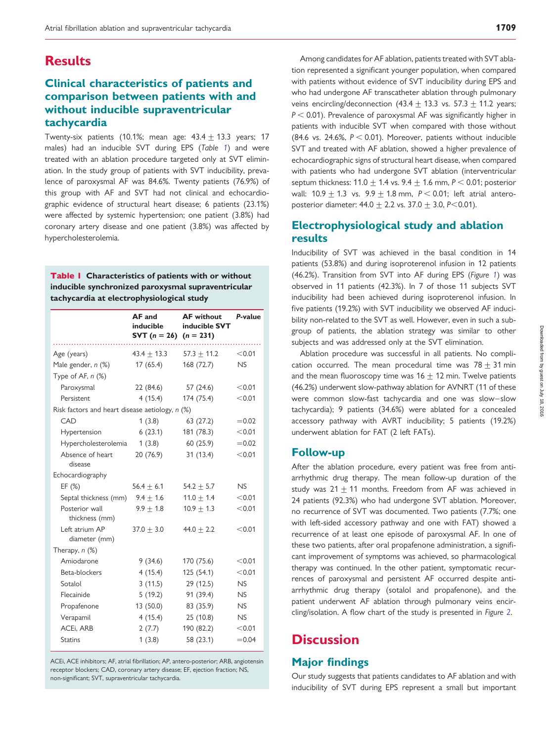# Results

## Clinical characteristics of patients and comparison between patients with and without inducible supraventricular tachycardia

Twenty-six patients (10.1%; mean age: 43.4 ± 13.3 years; 17 males) had an inducible SVT during EPS (*Table 1*) and were treated with an ablation procedure targeted only at SVT elimination. In the study group of patients with SVT inducibility, prevalence of paroxysmal AF was 84.6%. Twenty patients (76.9%) of this group with AF and SVT had not clinical and echocardiographic evidence of structural heart disease; 6 patients (23.1%) were affected by systemic hypertension; one patient (3.8%) had coronary artery disease and one patient (3.8%) was affected by hypercholesterolemia.

**Table 1 Characteristics of patients with or without inducible synchronized paroxysmal supraventricular tachycardia at electrophysiological study**

| | AF and inducible SVT ($n$ = 26) | AF without inducible SVT ($n$ = 231) | *P*-value |
|---|---|---|---|
| Age (years) | 43.4 ± 13.3 | 57.3 ± 11.2 | <0.01 |
| Male gender, *n* (%) | 17 (65.4) | 168 (72.7) | NS |
| Type of AF, *n* (%) | | | |
| Paroxysmal | 22 (84.6) | 57 (24.6) | <0.01 |
| Persistent | 4 (15.4) | 174 (75.4) | <0.01 |
| Risk factors and heart disease aetiology, *n* (%) | | | |
| CAD | 1 (3.8) | 63 (27.2) | =0.02 |
| Hypertension | 6 (23.1) | 181 (78.3) | <0.01 |
| Hypercholesterolemia | 1 (3.8) | 60 (25.9) | =0.02 |
| Absence of heart disease | 20 (76.9) | 31 (13.4) | <0.01 |
| Echocardiography | | | |
| EF (%) | 56.4 ± 6.1 | 54.2 ± 5.7 | NS |
| Septal thickness (mm) | 9.4 ± 1.6 | 11.0 ± 1.4 | <0.01 |
| Posterior wall thickness (mm) | 9.9 ± 1.8 | 10.9 ± 1.3 | <0.01 |
| Left atrium AP diameter (mm) | 37.0 ± 3.0 | 44.0 ± 2.2 | <0.01 |
| Therapy, *n* (%) | | | |
| Amiodarone | 9 (34.6) | 170 (75.6) | <0.01 |
| Beta-blockers | 4 (15.4) | 125 (54.1) | <0.01 |
| Sotalol | 3 (11.5) | 29 (12.5) | NS |
| Flecainide | 5 (19.2) | 91 (39.4) | NS |
| Propafenone | 13 (50.0) | 83 (35.9) | NS |
| Verapamil | 4 (15.4) | 25 (10.8) | NS |
| ACEi, ARB | 2 (7.7) | 190 (82.2) | <0.01 |
| Statins | 1 (3.8) | 58 (23.1) | =0.04 |

ACEi, ACE inhibitors; AF, atrial fibrillation; AP, antero-posterior; ARB, angiotensin receptor blockers; CAD, coronary artery disease; EF, ejection fraction; NS, non-significant; SVT, supraventricular tachycardia.

Among candidates for AF ablation, patients treated with SVT ablation represented a significant younger population, when compared with patients without evidence of SVT inducibility during EPS and who had undergone AF transcatheter ablation through pulmonary veins encircling/deconnection (43.4 ± 13.3 vs. 57.3 ± 11.2 years; $P < 0.01$). Prevalence of paroxysmal AF was significantly higher in patients with inducible SVT when compared with those without (84.6 vs. 24.6%, $P < 0.01$). Moreover, patients without inducible SVT and treated with AF ablation, showed a higher prevalence of echocardiographic signs of structural heart disease, when compared with patients who had undergone SVT ablation (interventricular septum thickness: 11.0 ± 1.4 vs. 9.4 ± 1.6 mm, $P < 0.01$; posterior wall: 10.9 ± 1.3 vs. 9.9 ± 1.8 mm, $P < 0.01$; left atrial antero-posterior diameter: 44.0 ± 2.2 vs. 37.0 ± 3.0, $P < 0.01$).

## Electrophysiological study and ablation results

Inducibility of SVT was achieved in the basal condition in 14 patients (53.8%) and during isoproterenol infusion in 12 patients (46.2%). Transition from SVT into AF during EPS (*Figure 1*) was observed in 11 patients (42.3%). In 7 of those 11 subjects SVT inducibility had been achieved during isoproterenol infusion. In five patients (19.2%) with SVT inducibility we observed AF inducibility non-related to the SVT as well. However, even in such a subgroup of patients, the ablation strategy was similar to other subjects and was addressed only at the SVT elimination.

Ablation procedure was successful in all patients. No complication occurred. The mean procedural time was 78 ± 31 min and the mean fluoroscopy time was 16 ± 12 min. Twelve patients (46.2%) underwent slow-pathway ablation for AVNRT (11 of these were common slow-fast tachycardia and one was slow–slow tachycardia); 9 patients (34.6%) were ablated for a concealed accessory pathway with AVRT inducibility; 5 patients (19.2%) underwent ablation for FAT (2 left FATs).

## Follow-up

After the ablation procedure, every patient was free from anti-arrhythmic drug therapy. The mean follow-up duration of the study was 21 ± 11 months. Freedom from AF was achieved in 24 patients (92.3%) who had undergone SVT ablation. Moreover, no recurrence of SVT was documented. Two patients (7.7%; one with left-sided accessory pathway and one with FAT) showed a recurrence of at least one episode of paroxysmal AF. In one of these two patients, after oral propafenone administration, a significant improvement of symptoms was achieved, so pharmacological therapy was continued. In the other patient, symptomatic recurrences of paroxysmal and persistent AF occurred despite anti-arrhythmic drug therapy (sotalol and propafenone), and the patient underwent AF ablation through pulmonary veins encircling/isolation. A flow chart of the study is presented in *Figure 2*.

# Discussion

## Major findings

Our study suggests that patients candidates to AF ablation and with inducibility of SVT during EPS represent a small but important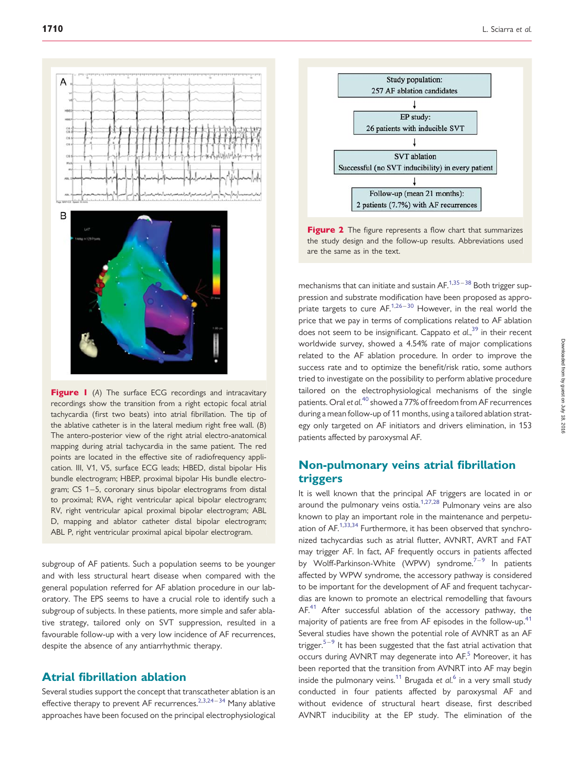**Figure 1** (*A*) The surface ECG recordings and intracavitary recordings show the transition from a right ectopic focal atrial tachycardia (first two beats) into atrial fibrillation. The tip of the ablative catheter is in the lateral medium right free wall. (*B*) The antero-posterior view of the right atrial electro-anatomical mapping during atrial tachycardia in the same patient. The red points are located in the effective site of radiofrequency application. III, V1, V5, surface ECG leads; HBED, distal bipolar His bundle electrogram; HBEP, proximal bipolar His bundle electrogram; CS 1–5, coronary sinus bipolar electrograms from distal to proximal; RVA, right ventricular apical bipolar electrogram; RV, right ventricular apical proximal bipolar electrogram; ABL D, mapping and ablator catheter distal bipolar electrogram; ABL P, right ventricular proximal apical bipolar electrogram.

Study population: 257 AF ablation candidates
↓
EP study: 26 patients with inducible SVT
↓
SVT ablation: Successful (no SVT inducibility) in every patient
↓
Follow-up (mean 21 months): 2 patients (7.7%) with AF recurrences

**Figure 2** The figure represents a flow chart that summarizes the study design and the follow-up results. Abbreviations used are the same as in the text.

subgroup of AF patients. Such a population seems to be younger and with less structural heart disease when compared with the general population referred for AF ablation procedure in our laboratory. The EPS seems to have a crucial role to identify such a subgroup of subjects. In these patients, more simple and safer ablative strategy, tailored only on SVT suppression, resulted in a favourable follow-up with a very low incidence of AF recurrences, despite the absence of any antiarrhythmic therapy.

## Atrial fibrillation ablation

Several studies support the concept that transcatheter ablation is an effective therapy to prevent AF recurrences.[2,3,24–34] Many ablative approaches have been focused on the principal electrophysiological mechanisms that can initiate and sustain AF.[1,35–38] Both trigger suppression and substrate modification have been proposed as appropriate targets to cure AF.[1,26–30] However, in the real world the price that we pay in terms of complications related to AF ablation does not seem to be insignificant. Cappato *et al*.,[39] in their recent worldwide survey, showed a 4.54% rate of major complications related to the AF ablation procedure. In order to improve the success rate and to optimize the benefit/risk ratio, some authors tried to investigate on the possibility to perform ablative procedure tailored on the electrophysiological mechanisms of the single patients. Oral *et al*.[40] showed a 77% of freedom from AF recurrences during a mean follow-up of 11 months, using a tailored ablation strategy only targeted on AF initiators and drivers elimination, in 153 patients affected by paroxysmal AF.

## Non-pulmonary veins atrial fibrillation triggers

It is well known that the principal AF triggers are located in or around the pulmonary veins ostia.[1,27,28] Pulmonary veins are also known to play an important role in the maintenance and perpetuation of AF.[1,33,34] Furthermore, it has been observed that synchronized tachycardias such as atrial flutter, AVNRT, AVRT and FAT may trigger AF. In fact, AF frequently occurs in patients affected by Wolff-Parkinson-White (WPW) syndrome.[7–9] In patients affected by WPW syndrome, the accessory pathway is considered to be important for the development of AF and frequent tachycardias are known to promote an electrical remodelling that favours AF.[41] After successful ablation of the accessory pathway, the majority of patients are free from AF episodes in the follow-up.[41] Several studies have shown the potential role of AVNRT as an AF trigger.[5–9] It has been suggested that the fast atrial activation that occurs during AVNRT may degenerate into AF.[5] Moreover, it has been reported that the transition from AVNRT into AF may begin inside the pulmonary veins.[11] Brugada *et al*.[6] in a very small study conducted in four patients affected by paroxysmal AF and without evidence of structural heart disease, first described AVNRT inducibility at the EP study. The elimination of the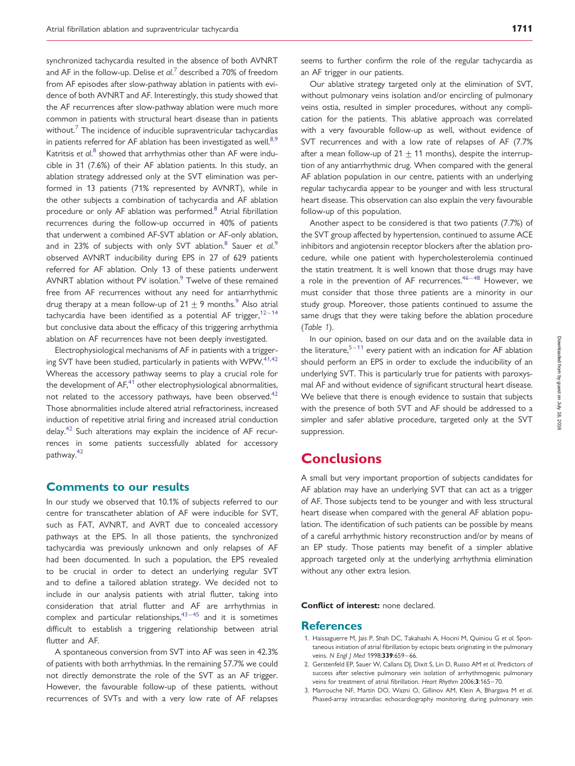synchronized tachycardia resulted in the absence of both AVNRT and AF in the follow-up. Delise *et al.*[7] described a 70% of freedom from AF episodes after slow-pathway ablation in patients with evidence of both AVNRT and AF. Interestingly, this study showed that the AF recurrences after slow-pathway ablation were much more common in patients with structural heart disease than in patients without.[7] The incidence of inducible supraventricular tachycardias in patients referred for AF ablation has been investigated as well.[8,9] Katritsis *et al.*[8] showed that arrhythmias other than AF were inducible in 31 (7.6%) of their AF ablation patients. In this study, an ablation strategy addressed only at the SVT elimination was performed in 13 patients (71% represented by AVNRT), while in the other subjects a combination of tachycardia and AF ablation procedure or only AF ablation was performed.[8] Atrial fibrillation recurrences during the follow-up occurred in 40% of patients that underwent a combined AF-SVT ablation or AF-only ablation, and in 23% of subjects with only SVT ablation.[8] Sauer *et al.*[9] observed AVNRT inducibility during EPS in 27 of 629 patients referred for AF ablation. Only 13 of these patients underwent AVNRT ablation without PV isolation.[9] Twelve of these remained free from AF recurrences without any need for antiarrhythmic drug therapy at a mean follow-up of $21 \pm 9$ months.[9] Also atrial tachycardia have been identified as a potential AF trigger,[12–14] but conclusive data about the efficacy of this triggering arrhythmia ablation on AF recurrences have not been deeply investigated.

Electrophysiological mechanisms of AF in patients with a triggering SVT have been studied, particularly in patients with WPW.[41,42] Whereas the accessory pathway seems to play a crucial role for the development of AF,[41] other electrophysiological abnormalities, not related to the accessory pathways, have been observed.[42] Those abnormalities include altered atrial refractoriness, increased induction of repetitive atrial firing and increased atrial conduction delay.[42] Such alterations may explain the incidence of AF recurrences in some patients successfully ablated for accessory pathway.[42]

## Comments to our results

In our study we observed that 10.1% of subjects referred to our centre for transcatheter ablation of AF were inducible for SVT, such as FAT, AVNRT, and AVRT due to concealed accessory pathways at the EPS. In all those patients, the synchronized tachycardia was previously unknown and only relapses of AF had been documented. In such a population, the EPS revealed to be crucial in order to detect an underlying regular SVT and to define a tailored ablation strategy. We decided not to include in our analysis patients with atrial flutter, taking into consideration that atrial flutter and AF are arrhythmias in complex and particular relationships,[43–45] and it is sometimes difficult to establish a triggering relationship between atrial flutter and AF.

A spontaneous conversion from SVT into AF was seen in 42.3% of patients with both arrhythmias. In the remaining 57.7% we could not directly demonstrate the role of the SVT as an AF trigger. However, the favourable follow-up of these patients, without recurrences of SVTs and with a very low rate of AF relapses seems to further confirm the role of the regular tachycardia as an AF trigger in our patients.

Our ablative strategy targeted only at the elimination of SVT, without pulmonary veins isolation and/or encircling of pulmonary veins ostia, resulted in simpler procedures, without any complication for the patients. This ablative approach was correlated with a very favourable follow-up as well, without evidence of SVT recurrences and with a low rate of relapses of AF (7.7% after a mean follow-up of $21 \pm 11$ months), despite the interruption of any antiarrhythmic drug. When compared with the general AF ablation population in our centre, patients with an underlying regular tachycardia appear to be younger and with less structural heart disease. This observation can also explain the very favourable follow-up of this population.

Another aspect to be considered is that two patients (7.7%) of the SVT group affected by hypertension, continued to assume ACE inhibitors and angiotensin receptor blockers after the ablation procedure, while one patient with hypercholesterolemia continued the statin treatment. It is well known that those drugs may have a role in the prevention of AF recurrences.[46–48] However, we must consider that those three patients are a minority in our study group. Moreover, those patients continued to assume the same drugs that they were taking before the ablation procedure (*Table 1*).

In our opinion, based on our data and on the available data in the literature,[5–11] every patient with an indication for AF ablation should perform an EPS in order to exclude the inducibility of an underlying SVT. This is particularly true for patients with paroxysmal AF and without evidence of significant structural heart disease. We believe that there is enough evidence to sustain that subjects with the presence of both SVT and AF should be addressed to a simpler and safer ablative procedure, targeted only at the SVT suppression.

# Conclusions

A small but very important proportion of subjects candidates for AF ablation may have an underlying SVT that can act as a trigger of AF. Those subjects tend to be younger and with less structural heart disease when compared with the general AF ablation population. The identification of such patients can be possible by means of a careful arrhythmic history reconstruction and/or by means of an EP study. Those patients may benefit of a simpler ablative approach targeted only at the underlying arrhythmia elimination without any other extra lesion.

**Conflict of interest:** none declared.

## References

1. Haissaguerre M, Jais P, Shah DC, Takahashi A, Hocini M, Quiniou G *et al.* Spontaneous initiation of atrial fibrillation by ectopic beats originating in the pulmonary veins. *N Engl J Med* 1998;**339**:659–66.
2. Gerstenfeld EP, Sauer W, Callans DJ, Dixit S, Lin D, Russo AM *et al.* Predictors of success after selective pulmonary vein isolation of arrhythmogenic pulmonary veins for treatment of atrial fibrillation. *Heart Rhythm* 2006;**3**:165–70.
3. Marrouche NF, Martin DO, Wazni O, Gillinov AM, Klein A, Bhargava M *et al.* Phased-array intracardiac echocardiography monitoring during pulmonary vein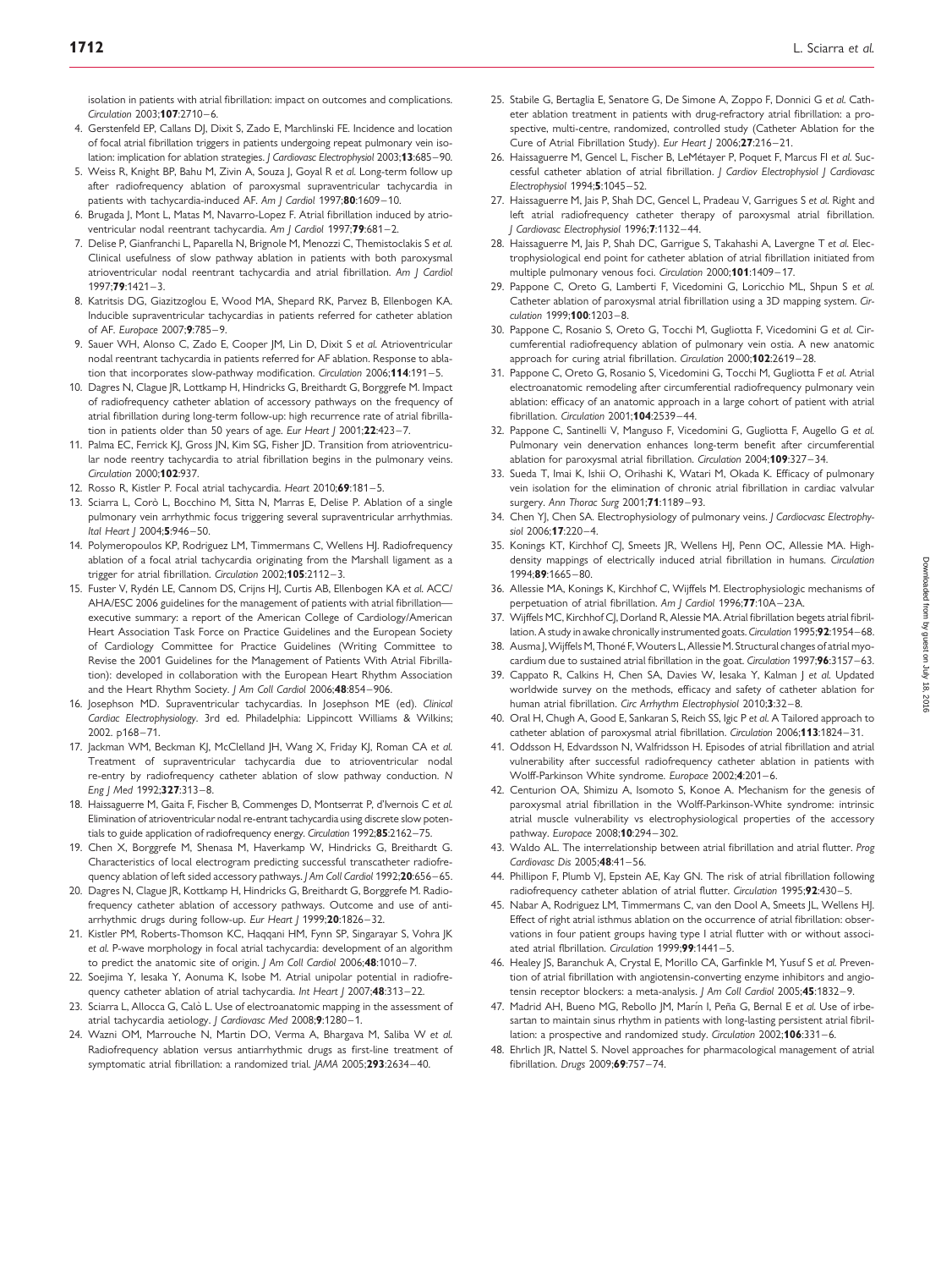isolation in patients with atrial fibrillation: impact on outcomes and complications. *Circulation* 2003;**107**:2710–6.

4. Gerstenfeld EP, Callans DJ, Dixit S, Zado E, Marchlinski FE. Incidence and location of focal atrial fibrillation triggers in patients undergoing repeat pulmonary vein isolation: implication for ablation strategies. *J Cardiovasc Electrophysiol* 2003;**13**:685–90.
5. Weiss R, Knight BP, Bahu M, Zivin A, Souza J, Goyal R *et al.* Long-term follow up after radiofrequency ablation of paroxysmal supraventricular tachycardia in patients with tachycardia-induced AF. *Am J Cardiol* 1997;**80**:1609–10.
6. Brugada J, Mont L, Matas M, Navarro-Lopez F. Atrial fibrillation induced by atrioventricular nodal reentrant tachycardia. *Am J Cardiol* 1997;**79**:681–2.
7. Delise P, Gianfranchi L, Paparella N, Brignole M, Menozzi C, Themistoclakis S *et al.* Clinical usefulness of slow pathway ablation in patients with both paroxysmal atrioventricular nodal reentrant tachycardia and atrial fibrillation. *Am J Cardiol* 1997;**79**:1421–3.
8. Katritsis DG, Giazitzoglou E, Wood MA, Shepard RK, Parvez B, Ellenbogen KA. Inducible supraventricular tachycardias in patients referred for catheter ablation of AF. *Europace* 2007;**9**:785–9.
9. Sauer WH, Alonso C, Zado E, Cooper JM, Lin D, Dixit S *et al.* Atrioventricular nodal reentrant tachycardia in patients referred for AF ablation. Response to ablation that incorporates slow-pathway modification. *Circulation* 2006;**114**:191–5.
10. Dagres N, Clague JR, Lottkamp H, Hindricks G, Breithardt G, Borggrefe M. Impact of radiofrequency catheter ablation of accessory pathways on the frequency of atrial fibrillation during long-term follow-up: high recurrence rate of atrial fibrillation in patients older than 50 years of age. *Eur Heart J* 2001;**22**:423–7.
11. Palma EC, Ferrick KJ, Gross JN, Kim SG, Fisher JD. Transition from atrioventricular node reentry tachycardia to atrial fibrillation begins in the pulmonary veins. *Circulation* 2000;**102**:937.
12. Rosso R, Kistler P. Focal atrial tachycardia. *Heart* 2010;**69**:181–5.
13. Sciarra L, Corò L, Bocchino M, Sitta N, Marras E, Delise P. Ablation of a single pulmonary vein arrhythmic focus triggering several supraventricular arrhythmias. *Ital Heart J* 2004;**5**:946–50.
14. Polymeropoulos KP, Rodriguez LM, Timmermans C, Wellens HJ. Radiofrequency ablation of a focal atrial tachycardia originating from the Marshall ligament as a trigger for atrial fibrillation. *Circulation* 2002;**105**:2112–3.
15. Fuster V, Rydén LE, Cannom DS, Crijns HJ, Curtis AB, Ellenbogen KA *et al.* ACC/AHA/ESC 2006 guidelines for the management of patients with atrial fibrillation—executive summary: a report of the American College of Cardiology/American Heart Association Task Force on Practice Guidelines and the European Society of Cardiology Committee for Practice Guidelines (Writing Committee to Revise the 2001 Guidelines for the Management of Patients With Atrial Fibrillation): developed in collaboration with the European Heart Rhythm Association and the Heart Rhythm Society. *J Am Coll Cardiol* 2006;**48**:854–906.
16. Josephson MD. Supraventricular tachycardias. In Josephson ME (ed). *Clinical Cardiac Electrophysiology*. 3rd ed. Philadelphia: Lippincott Williams & Wilkins; 2002. p168–71.
17. Jackman WM, Beckman KJ, McClelland JH, Wang X, Friday KJ, Roman CA *et al.* Treatment of supraventricular tachycardia due to atrioventricular nodal re-entry by radiofrequency catheter ablation of slow pathway conduction. *N Eng J Med* 1992;**327**:313–8.
18. Haissaguerre M, Gaita F, Fischer B, Commenges D, Montserrat P, d'Ivernois C *et al.* Elimination of atrioventricular nodal re-entrant tachycardia using discrete slow potentials to guide application of radiofrequency energy. *Circulation* 1992;**85**:2162–75.
19. Chen X, Borggrefe M, Shenasa M, Haverkamp W, Hindricks G, Breithardt G. Characteristics of local electrogram predicting successful transcatheter radiofrequency ablation of left sided accessory pathways. *J Am Coll Cardiol* 1992;**20**:656–65.
20. Dagres N, Clague JR, Kottkamp H, Hindricks G, Breithardt G, Borggrefe M. Radiofrequency catheter ablation of accessory pathways. Outcome and use of antiarrhythmic drugs during follow-up. *Eur Heart J* 1999;**20**:1826–32.
21. Kistler PM, Roberts-Thomson KC, Haqqani HM, Fynn SP, Singarayar S, Vohra JK *et al.* P-wave morphology in focal atrial tachycardia: development of an algorithm to predict the anatomic site of origin. *J Am Coll Cardiol* 2006;**48**:1010–7.
22. Soejima Y, Iesaka Y, Aonuma K, Isobe M. Atrial unipolar potential in radiofrequency catheter ablation of atrial tachycardia. *Int Heart J* 2007;**48**:313–22.
23. Sciarra L, Allocca G, Calò L. Use of electroanatomic mapping in the assessment of atrial tachycardia aetiology. *J Cardiovasc Med* 2008;**9**:1280–1.
24. Wazni OM, Marrouche N, Martin DO, Verma A, Bhargava M, Saliba W *et al.* Radiofrequency ablation versus antiarrhythmic drugs as first-line treatment of symptomatic atrial fibrillation: a randomized trial. *JAMA* 2005;**293**:2634–40.
25. Stabile G, Bertaglia E, Senatore G, De Simone A, Zoppo F, Donnici G *et al.* Catheter ablation treatment in patients with drug-refractory atrial fibrillation: a prospective, multi-centre, randomized, controlled study (Catheter Ablation for the Cure of Atrial Fibrillation Study). *Eur Heart J* 2006;**27**:216–21.
26. Haissaguerre M, Gencel L, Fischer B, LeMétayer P, Poquet F, Marcus FI *et al.* Successful catheter ablation of atrial fibrillation. *J Cardiov Electrophysiol J Cardiovasc Electrophysiol* 1994;**5**:1045–52.
27. Haissaguerre M, Jais P, Shah DC, Gencel L, Pradeau V, Garrigues S *et al.* Right and left atrial radiofrequency catheter therapy of paroxysmal atrial fibrillation. *J Cardiovasc Electrophysiol* 1996;**7**:1132–44.
28. Haissaguerre M, Jais P, Shah DC, Garrigue S, Takahashi A, Lavergne T *et al.* Electrophysiological end point for catheter ablation of atrial fibrillation initiated from multiple pulmonary venous foci. *Circulation* 2000;**101**:1409–17.
29. Pappone C, Oreto G, Lamberti F, Vicedomini G, Loricchio ML, Shpun S *et al.* Catheter ablation of paroxysmal atrial fibrillation using a 3D mapping system. *Circulation* 1999;**100**:1203–8.
30. Pappone C, Rosanio S, Oreto G, Tocchi M, Gugliotta F, Vicedomini G *et al.* Circumferential radiofrequency ablation of pulmonary vein ostia. A new anatomic approach for curing atrial fibrillation. *Circulation* 2000;**102**:2619–28.
31. Pappone C, Oreto G, Rosanio S, Vicedomini G, Tocchi M, Gugliotta F *et al.* Atrial electroanatomic remodeling after circumferential radiofrequency pulmonary vein ablation: efficacy of an anatomic approach in a large cohort of patient with atrial fibrillation. *Circulation* 2001;**104**:2539–44.
32. Pappone C, Santinelli V, Manguso F, Vicedomini G, Gugliotta F, Augello G *et al.* Pulmonary vein denervation enhances long-term benefit after circumferential ablation for paroxysmal atrial fibrillation. *Circulation* 2004;**109**:327–34.
33. Sueda T, Imai K, Ishii O, Orihashi K, Watari M, Okada K. Efficacy of pulmonary vein isolation for the elimination of chronic atrial fibrillation in cardiac valvular surgery. *Ann Thorac Surg* 2001;**71**:1189–93.
34. Chen YJ, Chen SA. Electrophysiology of pulmonary veins. *J Cardiocvasc Electrophysiol* 2006;**17**:220–4.
35. Konings KT, Kirchhof CJ, Smeets JR, Wellens HJ, Penn OC, Allessie MA. High-density mappings of electrically induced atrial fibrillation in humans. *Circulation* 1994;**89**:1665–80.
36. Allessie MA, Konings K, Kirchhof C, Wijffels M. Electrophysiologic mechanisms of perpetuation of atrial fibrillation. *Am J Cardiol* 1996;**77**:10A–23A.
37. Wijffels MC, Kirchhof CJ, Dorland R, Alessie MA. Atrial fibrillation begets atrial fibrillation. A study in awake chronically instrumented goats. *Circulation* 1995;**92**:1954–68.
38. Ausma J, Wijffels M, Thoné F, Wouters L, Allessie M. Structural changes of atrial myocardium due to sustained atrial fibrillation in the goat. *Circulation* 1997;**96**:3157–63.
39. Cappato R, Calkins H, Chen SA, Davies W, Iesaka Y, Kalman J *et al.* Updated worldwide survey on the methods, efficacy and safety of catheter ablation for human atrial fibrillation. *Circ Arrhythm Electrophysiol* 2010;**3**:32–8.
40. Oral H, Chugh A, Good E, Sankaran S, Reich SS, Igic P *et al.* A Tailored approach to catheter ablation of paroxysmal atrial fibrillation. *Circulation* 2006;**113**:1824–31.
41. Oddsson H, Edvardsson N, Walfridsson H. Episodes of atrial fibrillation and atrial vulnerability after successful radiofrequency catheter ablation in patients with Wolff-Parkinson White syndrome. *Europace* 2002;**4**:201–6.
42. Centurion OA, Shimizu A, Isomoto S, Konoe A. Mechanism for the genesis of paroxysmal atrial fibrillation in the Wolff-Parkinson-White syndrome: intrinsic atrial muscle vulnerability vs electrophysiological properties of the accessory pathway. *Europace* 2008;**10**:294–302.
43. Waldo AL. The interrelationship between atrial fibrillation and atrial flutter. *Prog Cardiovasc Dis* 2005;**48**:41–56.
44. Phillipon F, Plumb VJ, Epstein AE, Kay GN. The risk of atrial fibrillation following radiofrequency catheter ablation of atrial flutter. *Circulation* 1995;**92**:430–5.
45. Nabar A, Rodriguez LM, Timmermans C, van den Dool A, Smeets JL, Wellens HJ. Effect of right atrial isthmus ablation on the occurrence of atrial fibrillation: observations in four patient groups having type I atrial flutter with or without associated atrial fibrillation. *Circulation* 1999;**99**:1441–5.
46. Healey JS, Baranchuk A, Crystal E, Morillo CA, Garfinkle M, Yusuf S *et al.* Prevention of atrial fibrillation with angiotensin-converting enzyme inhibitors and angiotensin receptor blockers: a meta-analysis. *J Am Coll Cardiol* 2005;**45**:1832–9.
47. Madrid AH, Bueno MG, Rebollo JM, Marín I, Peña G, Bernal E *et al.* Use of irbesartan to maintain sinus rhythm in patients with long-lasting persistent atrial fibrillation: a prospective and randomized study. *Circulation* 2002;**106**:331–6.
48. Ehrlich JR, Nattel S. Novel approaches for pharmacological management of atrial fibrillation. *Drugs* 2009;**69**:757–74.